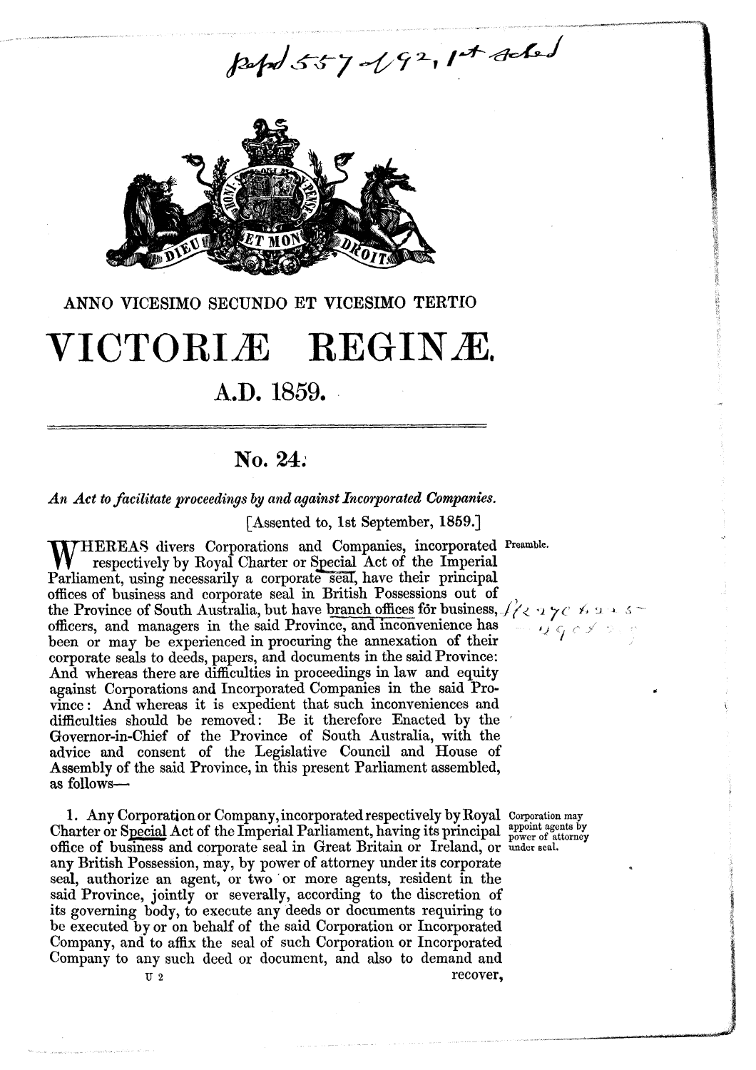ANNO VICESIMO SECUNDO ET VICESIMO TERTIO

# VICTORIÆ REGINÆ.

## A.D. 1859.

### No. 24.

*An Act to facilitate proceedings by and against Incorporated Companies.*

[Assented to, 1st September, 1859.]

Preamble.

WHEREAS divers Corporations and Companies, incorporated respectively by Royal Charter or Special Act of the Imperial Parliament, using necessarily a corporate seal, have their principal offices of business and corporate seal in British Possessions out of the Province of South Australia, but have branch offices for business, officers, and managers in the said Province, and inconvenience has been or may be experienced in procuring the annexation of their corporate seals to deeds, papers, and documents in the said Province: And whereas there are difficulties in proceedings in law and equity against Corporations and Incorporated Companies in the said Province: And whereas it is expedient that such inconveniences and difficulties should be removed: Be it therefore Enacted by the Governor-in-Chief of the Province of South Australia, with the advice and consent of the Legislative Council and House of Assembly of the said Province, in this present Parliament assembled, as follows—

Corporation may appoint agents by power of attorney under seal.

1. Any Corporation or Company, incorporated respectively by Royal Charter or Special Act of the Imperial Parliament, having its principal office of business and corporate seal in Great Britain or Ireland, or any British Possession, may, by power of attorney under its corporate seal, authorize an agent, or two or more agents, resident in the said Province, jointly or severally, according to the discretion of its governing body, to execute any deeds or documents requiring to be executed by or on behalf of the said Corporation or Incorporated Company, and to affix the seal of such Corporation or Incorporated Company to any such deed or document, and also to demand and recover,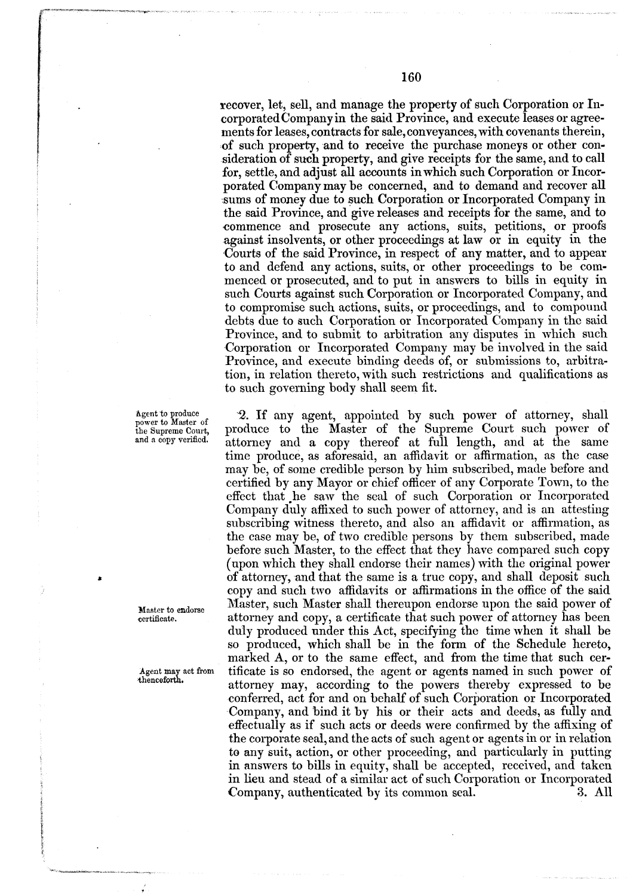recover, let, sell, and manage the property of such Corporation or Incorporated Company in the said Province, and execute leases or agreements for leases, contracts for sale, conveyances, with covenants therein, of such property, and to receive the purchase moneys or other consideration of such property, and give receipts for the same, and to call for, settle, and adjust all accounts in which such Corporation or Incorporated Company may be concerned, and to demand and recover all sums of money due to such Corporation or Incorporated Company in the said Province, and give releases and receipts for the same, and to commence and prosecute any actions, suits, petitions, or proofs against insolvents, or other proceedings at law or in equity in the Courts of the said Province, in respect of any matter, and to appear to and defend any actions, suits, or other proceedings to be commenced or prosecuted, and to put in answers to bills in equity in such Courts against such Corporation or Incorporated Company, and to compromise such actions, suits, or proceedings, and to compound debts due to such Corporation or Incorporated Company in the said Province, and to submit to arbitration any disputes in which such Corporation or Incorporated Company may be involved in the said Province, and execute binding deeds of, or submissions to, arbitration, in relation thereto, with such restrictions and qualifications as to such governing body shall seem fit.

*Agent to produce power to Master of the Supreme Court, and a copy verified.*

2. If any agent, appointed by such power of attorney, shall produce to the Master of the Supreme Court such power of attorney and a copy thereof at full length, and at the same time produce, as aforesaid, an affidavit or affirmation, as the case may be, of some credible person by him subscribed, made before and certified by any Mayor or chief officer of any Corporate Town, to the effect that he saw the seal of such Corporation or Incorporated Company duly affixed to such power of attorney, and is an attesting subscribing witness thereto, and also an affidavit or affirmation, as the case may be, of two credible persons by them subscribed, made before such Master, to the effect that they have compared such copy (upon which they shall endorse their names) with the original power of attorney, and that the same is a true copy, and shall deposit such copy and such two affidavits or affirmations in the office of the said Master, such Master shall thereupon endorse upon the said power of attorney and copy, a certificate that such power of attorney has been duly produced under this Act, specifying the time when it shall be so produced, which shall be in the form of the Schedule hereto, marked A, or to the same effect, and from the time that such certificate is so endorsed, the agent or agents named in such power of attorney may, according to the powers thereby expressed to be conferred, act for and on behalf of such Corporation or Incorporated Company, and bind it by his or their acts and deeds, as fully and effectually as if such acts or deeds were confirmed by the affixing of the corporate seal, and the acts of such agent or agents in or in relation to any suit, action, or other proceeding, and particularly in putting in answers to bills in equity, shall be accepted, received, and taken in lieu and stead of a similar act of such Corporation or Incorporated Company, authenticated by its common seal.

*Master to endorse certificate.*

*Agent may act from thenceforth.*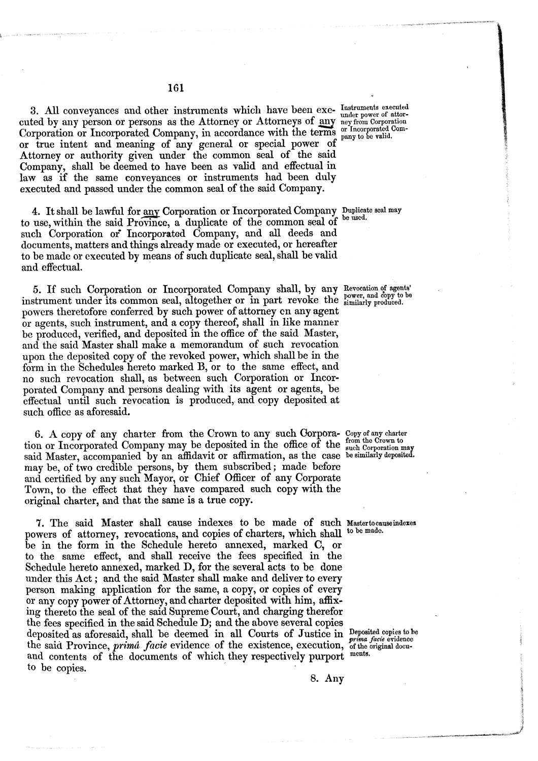3. All conveyances and other instruments which have been executed by any person or persons as the Attorney or Attorneys of any Corporation or Incorporated Company, in accordance with the terms or true intent and meaning of any general or special power of Attorney or authority given under the common seal of the said Company, shall be deemed to have been as valid and effectual in law as if the same conveyances or instruments had been duly executed and passed under the common seal of the said Company.

*Instruments executed under power of attorney from Corporation or Incorporated Company to be valid.*

4. It shall be lawful for any Corporation or Incorporated Company to use, within the said Province, a duplicate of the common seal of such Corporation or Incorporated Company, and all deeds and documents, matters and things already made or executed, or hereafter to be made or executed by means of such duplicate seal, shall be valid and effectual.

*Duplicate seal may be used.*

5. If such Corporation or Incorporated Company shall, by any instrument under its common seal, altogether or in part revoke the powers theretofore conferred by such power of attorney cn any agent or agents, such instrument, and a copy thereof, shall in like manner be produced, verified, and deposited in the office of the said Master, and the said Master shall make a memorandum of such revocation upon the deposited copy of the revoked power, which shall be in the form in the Schedules hereto marked B, or to the same effect, and no such revocation shall, as between such Corporation or Incorporated Company and persons dealing with its agent or agents, be effectual until such revocation is produced, and copy deposited at such office as aforesaid.

*Revocation of agents' power, and copy to be similarly produced.*

6. A copy of any charter from the Crown to any such Corporation or Incorporated Company may be deposited in the office of the said Master, accompanied by an affidavit or affirmation, as the case may be, of two credible persons, by them subscribed; made before and certified by any such Mayor, or Chief Officer of any Corporate Town, to the effect that they have compared such copy with the original charter, and that the same is a true copy.

*Copy of any charter from the Crown to such Corporation may be similarly deposited.*

7. The said Master shall cause indexes to be made of such powers of attorney, revocations, and copies of charters, which shall be in the form in the Schedule hereto annexed, marked C, or to the same effect, and shall receive the fees specified in the Schedule hereto annexed, marked D, for the several acts to be done under this Act; and the said Master shall make and deliver to every person making application for the same, a copy, or copies of every or any copy power of Attorney, and charter deposited with him, affixing thereto the seal of the said Supreme Court, and charging therefor the fees specified in the said Schedule D; and the above several copies deposited as aforesaid, shall be deemed in all Courts of Justice in the said Province, *primâ facie* evidence of the existence, execution, and contents of the documents of which they respectively purport to be copies.

*Master to cause indexes to be made.*

*Deposited copies to be primâ facie evidence of the original documents.*

8. Any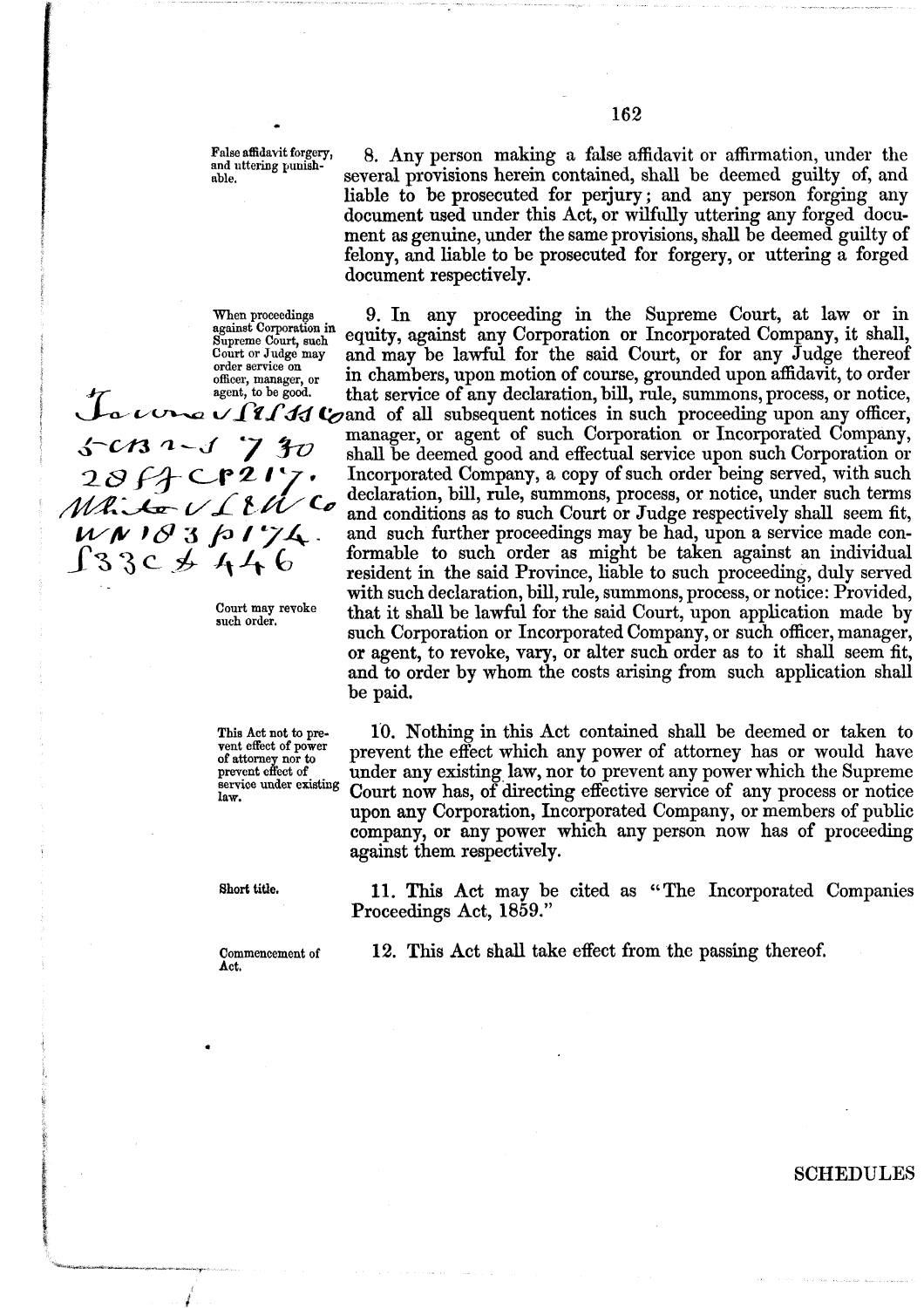False affidavit forgery, and uttering punishable.

8. Any person making a false affidavit or affirmation, under the several provisions herein contained, shall be deemed guilty of, and liable to be prosecuted for perjury; and any person forging any document used under this Act, or wilfully uttering any forged document as genuine, under the same provisions, shall be deemed guilty of felony, and liable to be prosecuted for forgery, or uttering a forged document respectively.

When proceedings against Corporation in Supreme Court, such Court or Judge may order service on officer, manager, or agent, to be good.

9. In any proceeding in the Supreme Court, at law or in equity, against any Corporation or Incorporated Company, it shall, and may be lawful for the said Court, or for any Judge thereof in chambers, upon motion of course, grounded upon affidavit, to order that service of any declaration, bill, rule, summons, process, or notice, and of all subsequent notices in such proceeding upon any officer, manager, or agent of such Corporation or Incorporated Company, shall be deemed good and effectual service upon such Corporation or Incorporated Company, a copy of such order being served, with such declaration, bill, rule, summons, process, or notice, under such terms and conditions as to such Court or Judge respectively shall seem fit, and such further proceedings may be had, upon a service made conformable to such order as might be taken against an individual resident in the said Province, liable to such proceeding, duly served with such declaration, bill, rule, summons, process, or notice: Provided, that it shall be lawful for the said Court, upon application made by such Corporation or Incorporated Company, or such officer, manager, or agent, to revoke, vary, or alter such order as to it shall seem fit, and to order by whom the costs arising from such application shall be paid.

Court may revoke such order.

10. Nothing in this Act contained shall be deemed or taken to prevent the effect which any power of attorney has or would have under any existing law, nor to prevent any power which the Supreme Court now has, of directing effective service of any process or notice upon any Corporation, Incorporated Company, or members of public company, or any power which any person now has of proceeding against them respectively.

This Act not to prevent effect of power of attorney nor to prevent effect of service under existing law.

Short title.

11. This Act may be cited as "The Incorporated Companies Proceedings Act, 1859."

Commencement of Act.

12. This Act shall take effect from the passing thereof.

SCHEDULES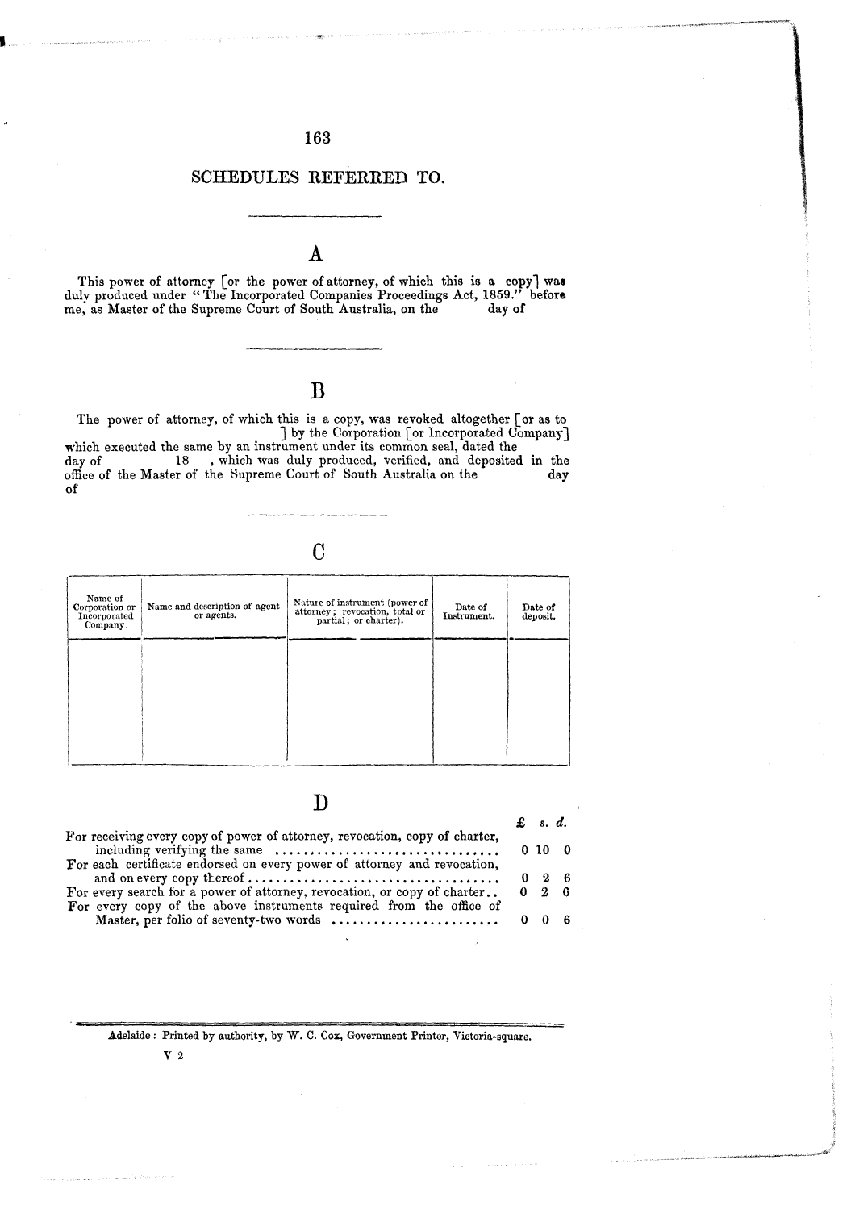## SCHEDULES REFERRED TO.

---

### A

This power of attorney [or the power of attorney, of which this is a copy] was duly produced under "The Incorporated Companies Proceedings Act, 1859." before me, as Master of the Supreme Court of South Australia, on the day of

---

### B

The power of attorney, of which this is a copy, was revoked altogether [or as to ] by the Corporation [or Incorporated Company] which executed the same by an instrument under its common seal, dated the day of 18 , which was duly produced, verified, and deposited in the office of the Master of the Supreme Court of South Australia on the day of

---

### C

| Name of Corporation or Incorporated Company. | Name and description of agent or agents. | Nature of instrument (power of attorney; revocation, total or partial; or charter). | Date of Instrument. | Date of deposit. |
|---|---|---|---|---|
| | | | | |

### D

| | £ | s. | d. |
|---|---|---|---|
| For receiving every copy of power of attorney, revocation, copy of charter, including verifying the same | 0 | 10 | 0 |
| For each certificate endorsed on every power of attorney and revocation, and on every copy thereof | 0 | 2 | 6 |
| For every search for a power of attorney, revocation, or copy of charter | 0 | 2 | 6 |
| For every copy of the above instruments required from the office of Master, per folio of seventy-two words | 0 | 0 | 6 |

---

Adelaide: Printed by authority, by W. C. Cox, Government Printer, Victoria-square.

V 2